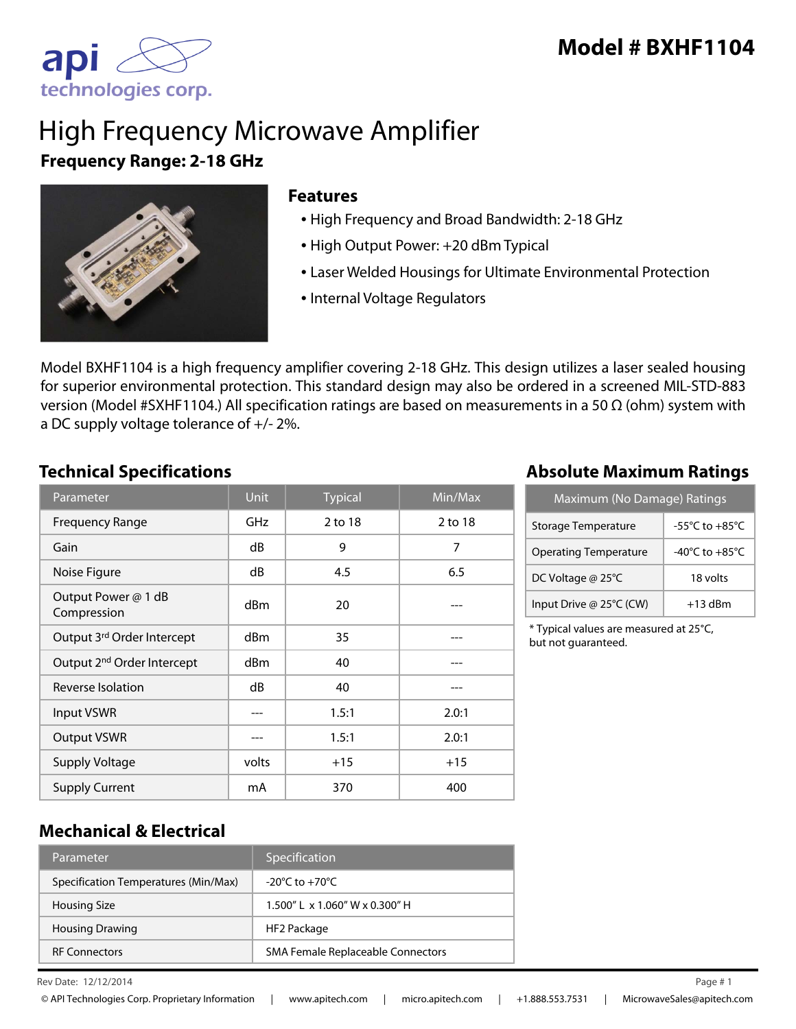api technologies corp.

# Model # BXHF1104

# High Frequency Microwave Amplifier

## Frequency Range: 2-18 GHz

### Features

- High Frequency and Broad Bandwidth: 2-18 GHz
- High Output Power: +20 dBm Typical
- Laser Welded Housings for Ultimate Environmental Protection
- Internal Voltage Regulators

Model BXHF1104 is a high frequency amplifier covering 2-18 GHz. This design utilizes a laser sealed housing for superior environmental protection. This standard design may also be ordered in a screened MIL-STD-883 version (Model #SXHF1104.) All specification ratings are based on measurements in a 50 Ω (ohm) system with a DC supply voltage tolerance of +/- 2%.

## Technical Specifications

| Parameter | Unit | Typical | Min/Max |
|---|---|---|---|
| Frequency Range | GHz | 2 to 18 | 2 to 18 |
| Gain | dB | 9 | 7 |
| Noise Figure | dB | 4.5 | 6.5 |
| Output Power @ 1 dB Compression | dBm | 20 | --- |
| Output 3rd Order Intercept | dBm | 35 | --- |
| Output 2nd Order Intercept | dBm | 40 | --- |
| Reverse Isolation | dB | 40 | --- |
| Input VSWR | --- | 1.5:1 | 2.0:1 |
| Output VSWR | --- | 1.5:1 | 2.0:1 |
| Supply Voltage | volts | +15 | +15 |
| Supply Current | mA | 370 | 400 |

## Absolute Maximum Ratings

| Maximum (No Damage) Ratings | |
|---|---|
| Storage Temperature | -55°C to +85°C |
| Operating Temperature | -40°C to +85°C |
| DC Voltage @ 25°C | 18 volts |
| Input Drive @ 25°C (CW) | +13 dBm |

* Typical values are measured at 25°C, but not guaranteed.

## Mechanical & Electrical

| Parameter | Specification |
|---|---|
| Specification Temperatures (Min/Max) | -20°C to +70°C |
| Housing Size | 1.500" L x 1.060" W x 0.300" H |
| Housing Drawing | HF2 Package |
| RF Connectors | SMA Female Replaceable Connectors |

Rev Date: 12/12/2014

© API Technologies Corp. Proprietary Information | www.apitech.com | micro.apitech.com | +1.888.553.7531 | MicrowaveSales@apitech.com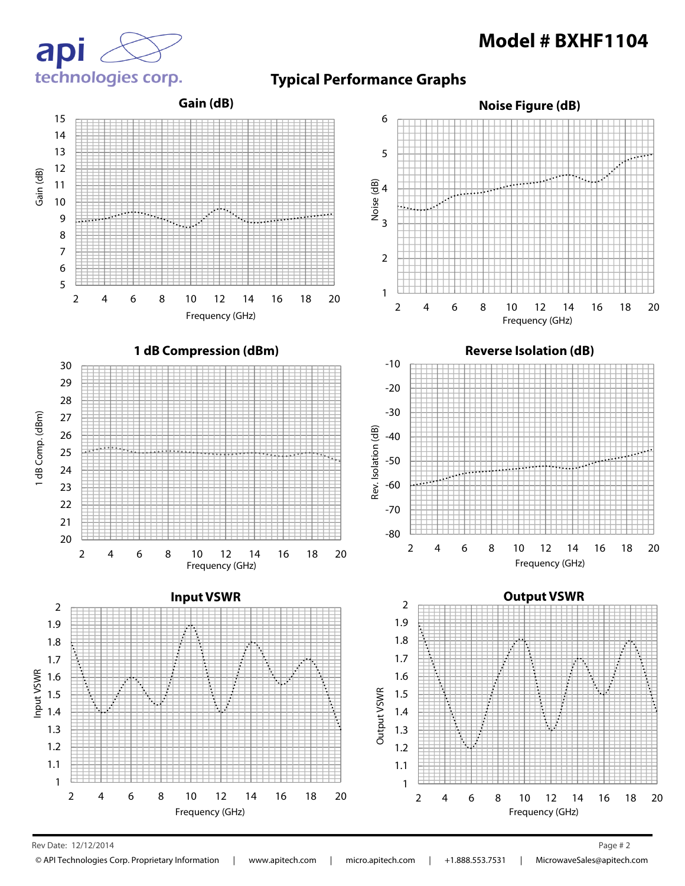# Model # BXHF1104

## Typical Performance Graphs

### Gain (dB)

### Noise Figure (dB)

### 1 dB Compression (dBm)

### Reverse Isolation (dB)

### Input VSWR

### Output VSWR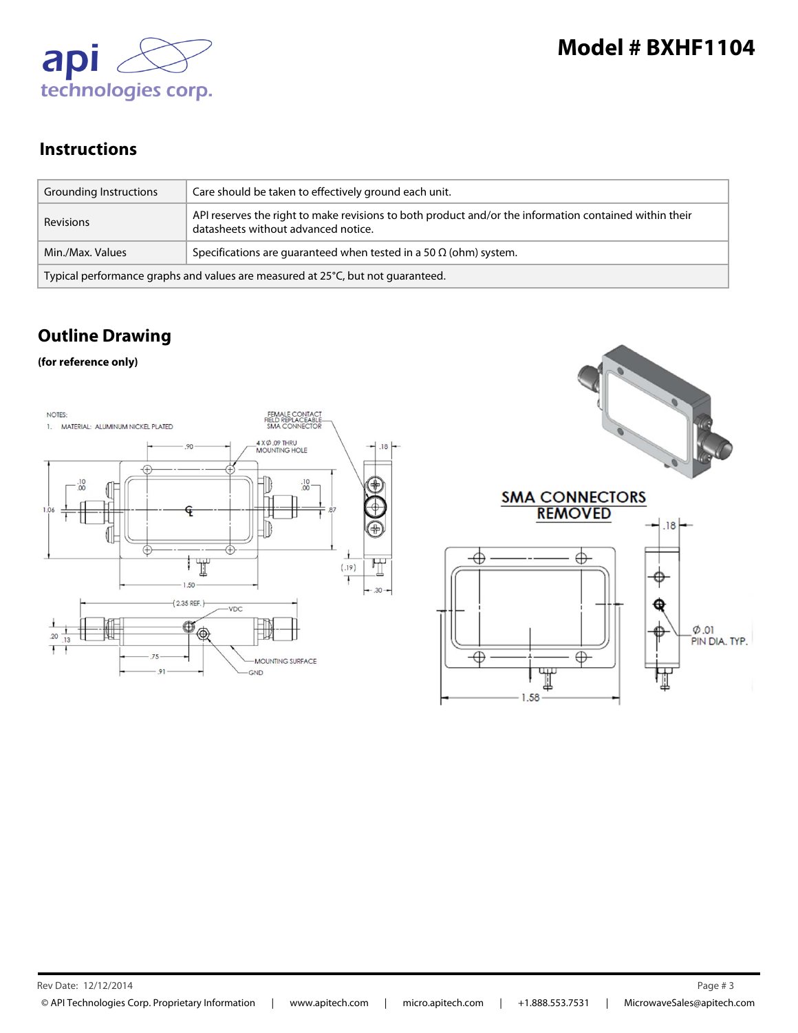# Model # BXHF1104

## Instructions

| | |
|---|---|
| Grounding Instructions | Care should be taken to effectively ground each unit. |
| Revisions | API reserves the right to make revisions to both product and/or the information contained within their datasheets without advanced notice. |
| Min./Max. Values | Specifications are guaranteed when tested in a 50 Ω (ohm) system. |
| Typical performance graphs and values are measured at 25°C, but not guaranteed. | |

## Outline Drawing

**(for reference only)**

NOTES:
1. MATERIAL: ALUMINUM NICKEL PLATED

FEMALE CONTACT
FIELD REPLACEABLE
SMA CONNECTOR

4 X Ø .09 THRU
MOUNTING HOLE

.90
.18
.10
.00
.10
.00
1.06
.87
(.19)
.30
1.50
(2.35 REF.)
VDC
.20
.13
.75
.91
MOUNTING SURFACE
GND

SMA CONNECTORS REMOVED

.18
Ø .01
PIN DIA. TYP.
1.58

Rev Date: 12/12/2014

© API Technologies Corp. Proprietary Information | www.apitech.com | micro.apitech.com | +1.888.553.7531 | MicrowaveSales@apitech.com